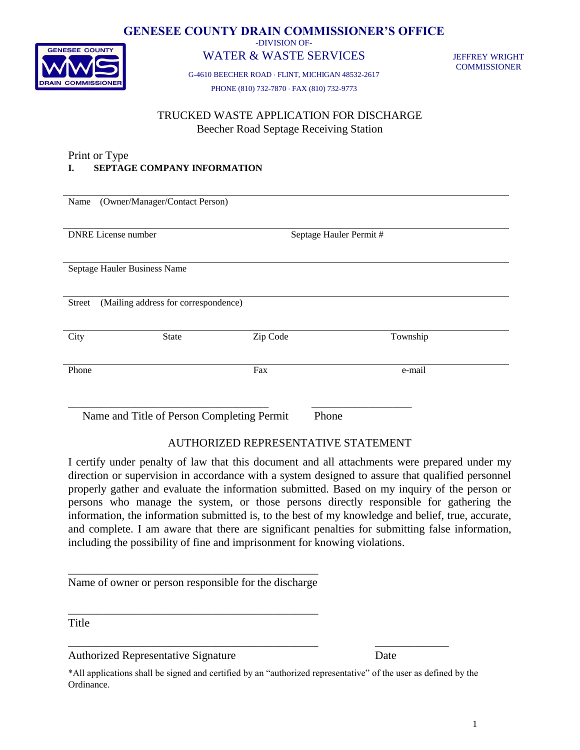# GENESEE COUNTY DRAIN COMMISSIONER'S OFFICE

-DIVISION OF-

## WATER & WASTE SERVICES

G-4610 BEECHER ROAD · FLINT, MICHIGAN 48532-2617

PHONE (810) 732-7870 · FAX (810) 732-9773

JEFFREY WRIGHT
COMMISSIONER

## TRUCKED WASTE APPLICATION FOR DISCHARGE
Beecher Road Septage Receiving Station

Print or Type

**I. SEPTAGE COMPANY INFORMATION**

Name (Owner/Manager/Contact Person)

DNRE License number　　　　　　Septage Hauler Permit #

Septage Hauler Business Name

Street (Mailing address for correspondence)

City　　　　State　　　　Zip Code　　　　Township

Phone　　　　Fax　　　　e-mail

______________________________　　　　______________

Name and Title of Person Completing Permit　　　　Phone

### AUTHORIZED REPRESENTATIVE STATEMENT

I certify under penalty of law that this document and all attachments were prepared under my direction or supervision in accordance with a system designed to assure that qualified personnel properly gather and evaluate the information submitted. Based on my inquiry of the person or persons who manage the system, or those persons directly responsible for gathering the information, the information submitted is, to the best of my knowledge and belief, true, accurate, and complete. I am aware that there are significant penalties for submitting false information, including the possibility of fine and imprisonment for knowing violations.

______________________________

Name of owner or person responsible for the discharge

______________________________

Title

______________________________　　　　______________

Authorized Representative Signature　　　　Date

*All applications shall be signed and certified by an "authorized representative" of the user as defined by the Ordinance.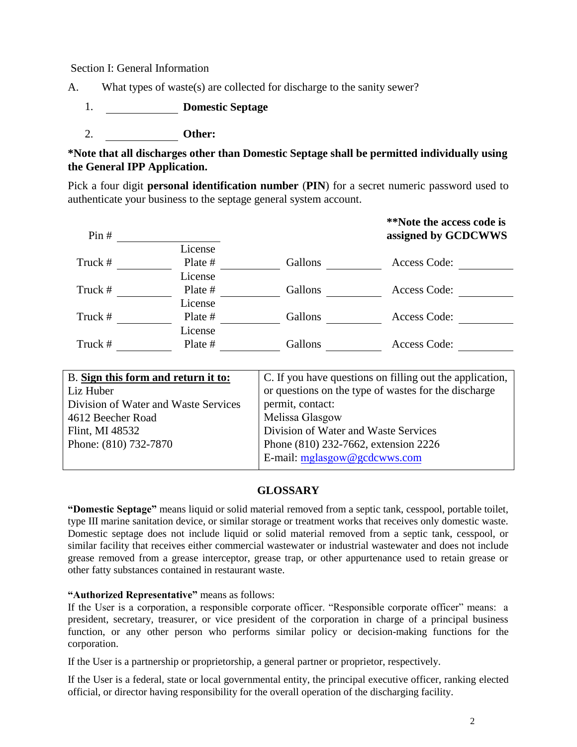Section I: General Information

A. What types of waste(s) are collected for discharge to the sanity sewer?

1. \_\_\_\_\_\_\_\_\_\_\_\_ **Domestic Septage**

2. \_\_\_\_\_\_\_\_\_\_\_\_ **Other:**

***Note that all discharges other than Domestic Septage shall be permitted individually using the General IPP Application.**

Pick a four digit **personal identification number** (**PIN**) for a secret numeric password used to authenticate your business to the septage general system account.

Pin # \_\_\_\_\_\_\_\_\_\_\_\_

****Note the access code is assigned by GCDCWWS**

| | | | |
|---|---|---|---|
| Truck # \_\_\_\_\_\_\_\_ | License Plate # \_\_\_\_\_\_\_\_ | Gallons \_\_\_\_\_\_\_\_ | Access Code: \_\_\_\_\_\_\_\_ |
| Truck # \_\_\_\_\_\_\_\_ | License Plate # \_\_\_\_\_\_\_\_ | Gallons \_\_\_\_\_\_\_\_ | Access Code: \_\_\_\_\_\_\_\_ |
| Truck # \_\_\_\_\_\_\_\_ | License Plate # \_\_\_\_\_\_\_\_ | Gallons \_\_\_\_\_\_\_\_ | Access Code: \_\_\_\_\_\_\_\_ |
| Truck # \_\_\_\_\_\_\_\_ | License Plate # \_\_\_\_\_\_\_\_ | Gallons \_\_\_\_\_\_\_\_ | Access Code: \_\_\_\_\_\_\_\_ |

| | |
|---|---|
| B. **Sign this form and return it to:**<br>Liz Huber<br>Division of Water and Waste Services<br>4612 Beecher Road<br>Flint, MI 48532<br>Phone: (810) 732-7870 | C. If you have questions on filling out the application, or questions on the type of wastes for the discharge permit, contact:<br>Melissa Glasgow<br>Division of Water and Waste Services<br>Phone (810) 232-7662, extension 2226<br>E-mail: mglasgow@gcdcwws.com |

## GLOSSARY

**"Domestic Septage"** means liquid or solid material removed from a septic tank, cesspool, portable toilet, type III marine sanitation device, or similar storage or treatment works that receives only domestic waste. Domestic septage does not include liquid or solid material removed from a septic tank, cesspool, or similar facility that receives either commercial wastewater or industrial wastewater and does not include grease removed from a grease interceptor, grease trap, or other appurtenance used to retain grease or other fatty substances contained in restaurant waste.

**"Authorized Representative"** means as follows:

If the User is a corporation, a responsible corporate officer. "Responsible corporate officer" means: a president, secretary, treasurer, or vice president of the corporation in charge of a principal business function, or any other person who performs similar policy or decision-making functions for the corporation.

If the User is a partnership or proprietorship, a general partner or proprietor, respectively.

If the User is a federal, state or local governmental entity, the principal executive officer, ranking elected official, or director having responsibility for the overall operation of the discharging facility.